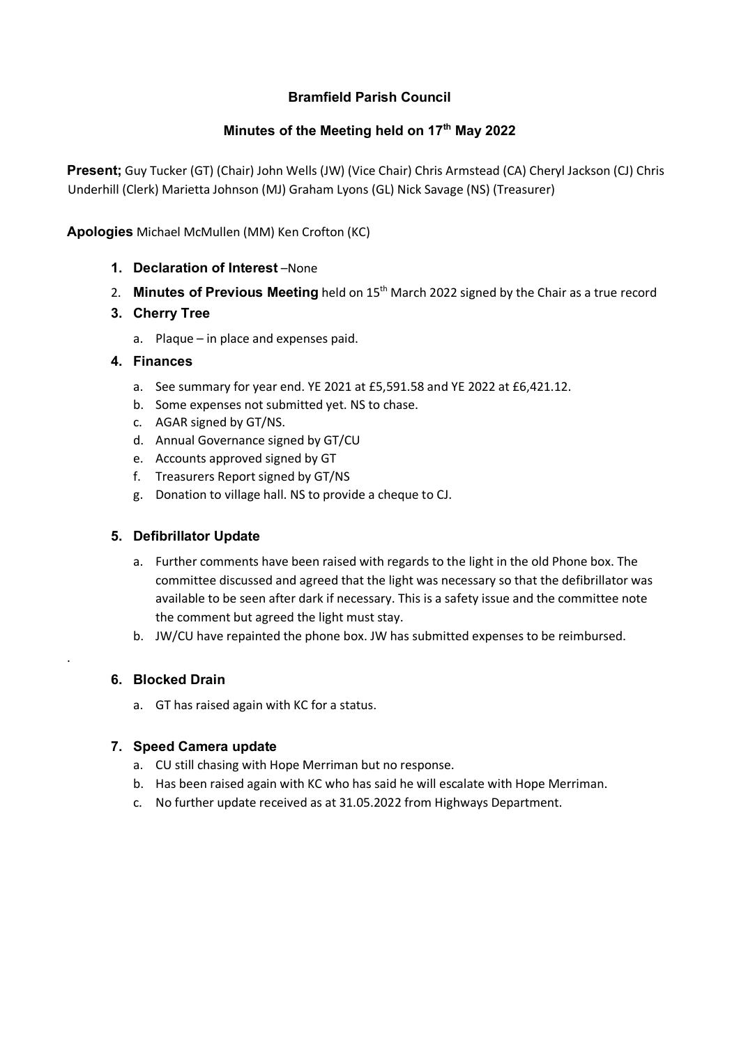# Bramfield Parish Council

## Minutes of the Meeting held on 17th May 2022

**Present;** Guy Tucker (GT) (Chair) John Wells (JW) (Vice Chair) Chris Armstead (CA) Cheryl Jackson (CJ) Chris Underhill (Clerk) Marietta Johnson (MJ) Graham Lyons (GL) Nick Savage (NS) (Treasurer)

**Apologies** Michael McMullen (MM) Ken Crofton (KC)

1. **Declaration of Interest** –None
2. **Minutes of Previous Meeting** held on 15th March 2022 signed by the Chair as a true record
3. **Cherry Tree**
   a. Plaque – in place and expenses paid.
4. **Finances**
   a. See summary for year end. YE 2021 at £5,591.58 and YE 2022 at £6,421.12.
   b. Some expenses not submitted yet. NS to chase.
   c. AGAR signed by GT/NS.
   d. Annual Governance signed by GT/CU
   e. Accounts approved signed by GT
   f. Treasurers Report signed by GT/NS
   g. Donation to village hall. NS to provide a cheque to CJ.
5. **Defibrillator Update**
   a. Further comments have been raised with regards to the light in the old Phone box. The committee discussed and agreed that the light was necessary so that the defibrillator was available to be seen after dark if necessary. This is a safety issue and the committee note the comment but agreed the light must stay.
   b. JW/CU have repainted the phone box. JW has submitted expenses to be reimbursed.

.

6. **Blocked Drain**
   a. GT has raised again with KC for a status.
7. **Speed Camera update**
   a. CU still chasing with Hope Merriman but no response.
   b. Has been raised again with KC who has said he will escalate with Hope Merriman.
   c. No further update received as at 31.05.2022 from Highways Department.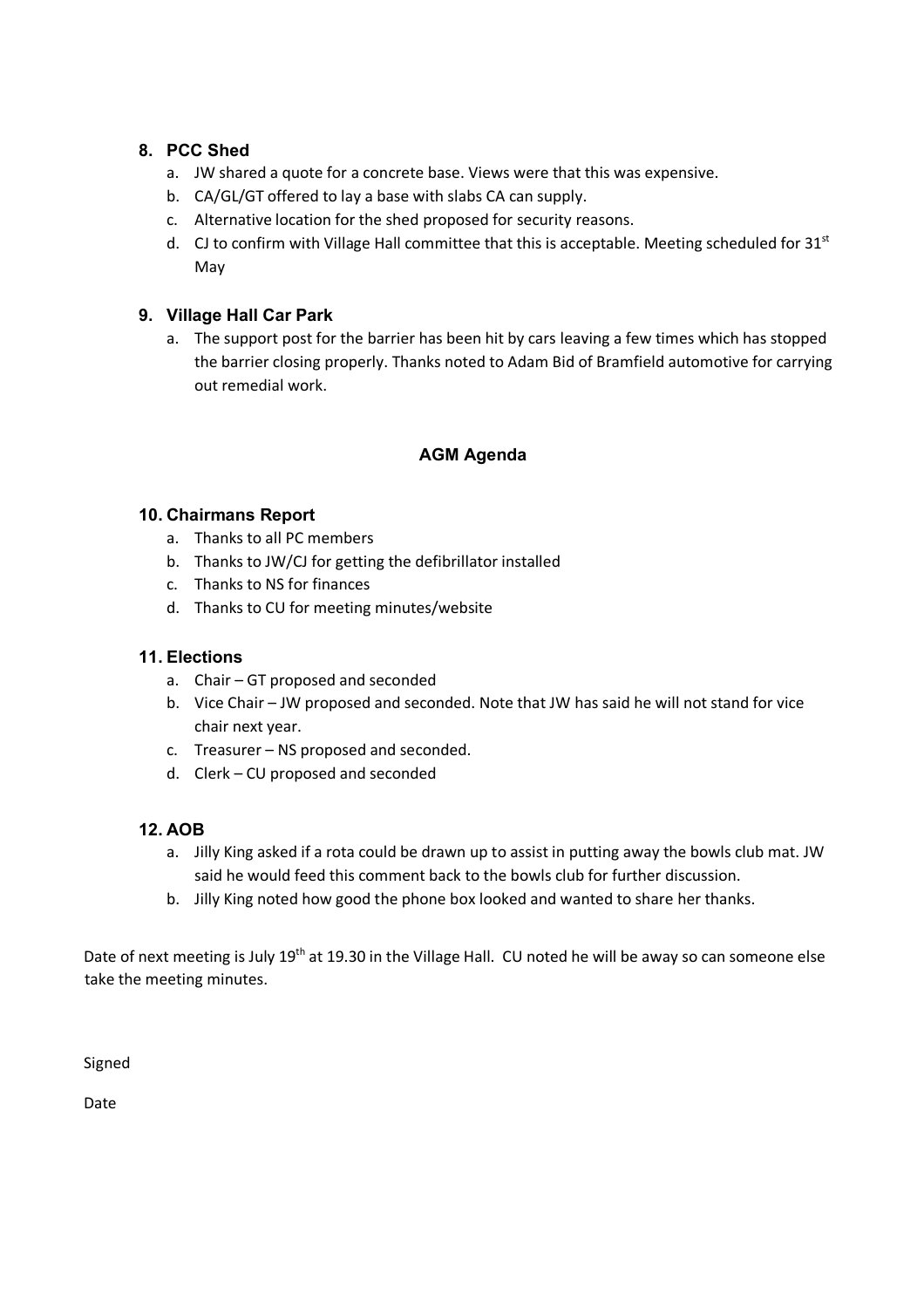## 8. PCC Shed

a. JW shared a quote for a concrete base. Views were that this was expensive.
b. CA/GL/GT offered to lay a base with slabs CA can supply.
c. Alternative location for the shed proposed for security reasons.
d. CJ to confirm with Village Hall committee that this is acceptable. Meeting scheduled for 31st May

## 9. Village Hall Car Park

a. The support post for the barrier has been hit by cars leaving a few times which has stopped the barrier closing properly. Thanks noted to Adam Bid of Bramfield automotive for carrying out remedial work.

### AGM Agenda

## 10. Chairmans Report

a. Thanks to all PC members
b. Thanks to JW/CJ for getting the defibrillator installed
c. Thanks to NS for finances
d. Thanks to CU for meeting minutes/website

## 11. Elections

a. Chair – GT proposed and seconded
b. Vice Chair – JW proposed and seconded. Note that JW has said he will not stand for vice chair next year.
c. Treasurer – NS proposed and seconded.
d. Clerk – CU proposed and seconded

## 12. AOB

a. Jilly King asked if a rota could be drawn up to assist in putting away the bowls club mat. JW said he would feed this comment back to the bowls club for further discussion.
b. Jilly King noted how good the phone box looked and wanted to share her thanks.

Date of next meeting is July 19th at 19.30 in the Village Hall. CU noted he will be away so can someone else take the meeting minutes.

Signed

Date